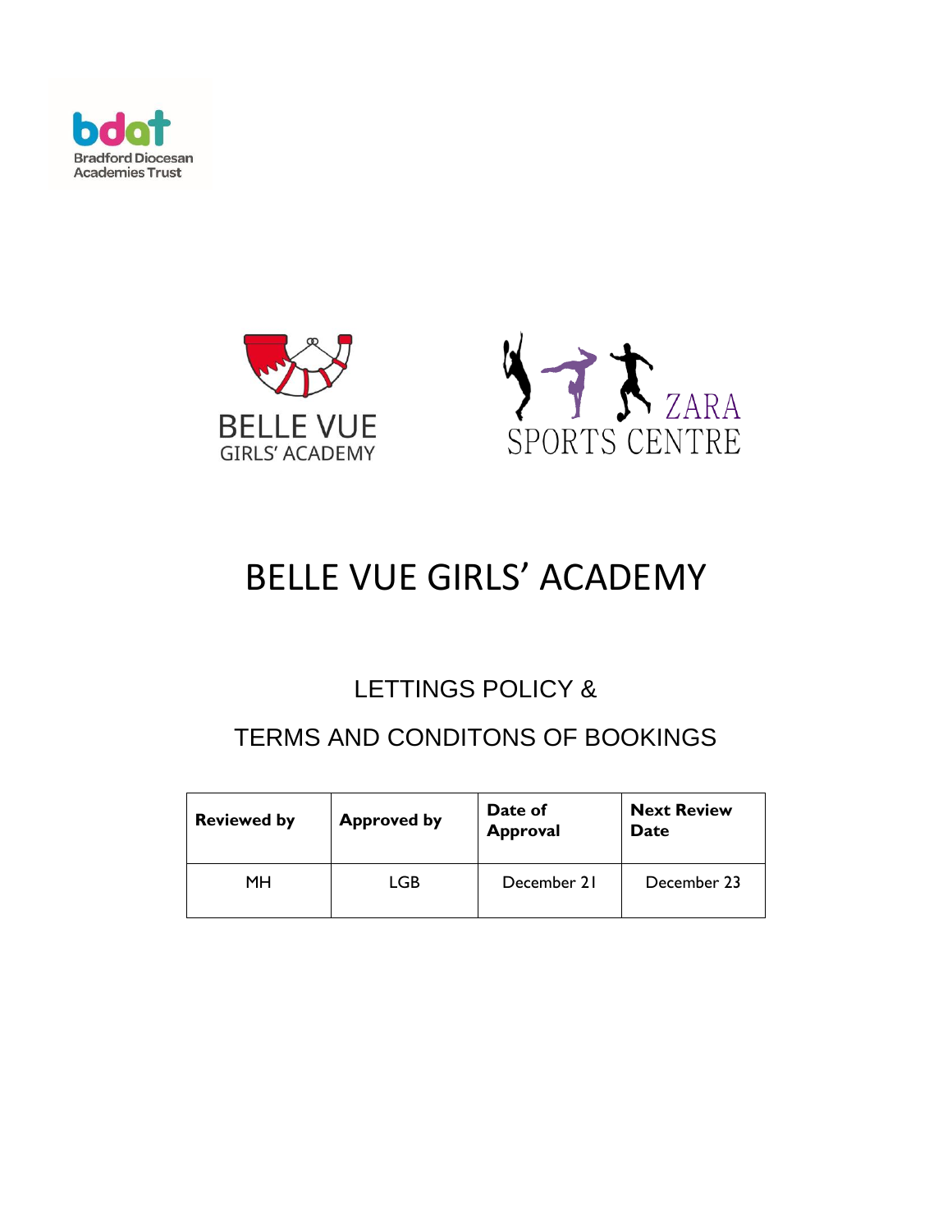# BELLE VUE GIRLS' ACADEMY

## LETTINGS POLICY &

## TERMS AND CONDITONS OF BOOKINGS

| Reviewed by | Approved by | Date of Approval | Next Review Date |
|---|---|---|---|
| MH | LGB | December 21 | December 23 |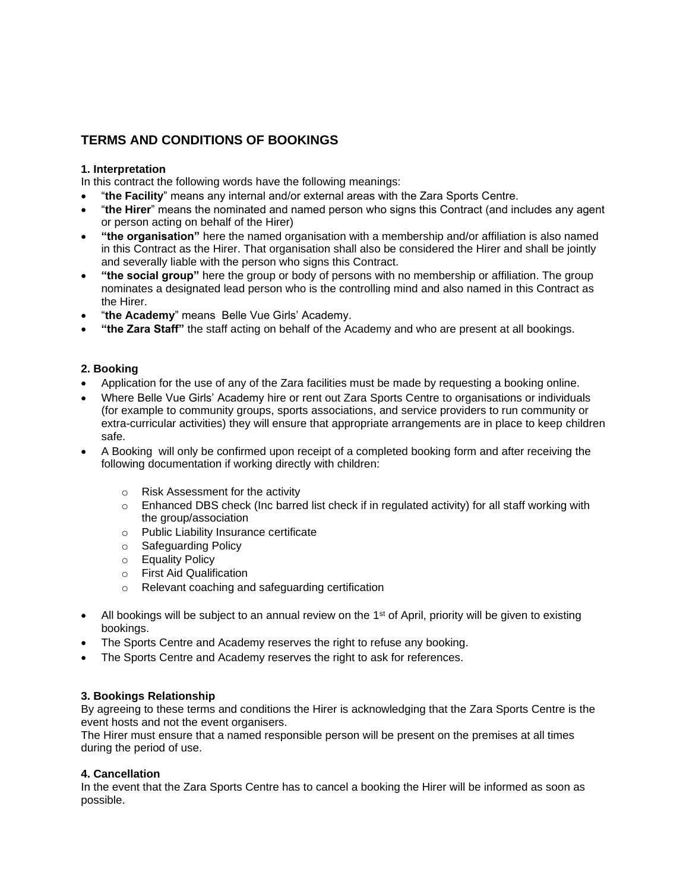# TERMS AND CONDITIONS OF BOOKINGS

### 1. Interpretation

In this contract the following words have the following meanings:

- "**the Facility**" means any internal and/or external areas with the Zara Sports Centre.
- "**the Hirer**" means the nominated and named person who signs this Contract (and includes any agent or person acting on behalf of the Hirer)
- **"the organisation"** here the named organisation with a membership and/or affiliation is also named in this Contract as the Hirer. That organisation shall also be considered the Hirer and shall be jointly and severally liable with the person who signs this Contract.
- **"the social group"** here the group or body of persons with no membership or affiliation. The group nominates a designated lead person who is the controlling mind and also named in this Contract as the Hirer.
- "**the Academy**" means Belle Vue Girls' Academy.
- **"the Zara Staff"** the staff acting on behalf of the Academy and who are present at all bookings.

### 2. Booking

- Application for the use of any of the Zara facilities must be made by requesting a booking online.
- Where Belle Vue Girls' Academy hire or rent out Zara Sports Centre to organisations or individuals (for example to community groups, sports associations, and service providers to run community or extra-curricular activities) they will ensure that appropriate arrangements are in place to keep children safe.
- A Booking will only be confirmed upon receipt of a completed booking form and after receiving the following documentation if working directly with children:
    - Risk Assessment for the activity
    - Enhanced DBS check (Inc barred list check if in regulated activity) for all staff working with the group/association
    - Public Liability Insurance certificate
    - Safeguarding Policy
    - Equality Policy
    - First Aid Qualification
    - Relevant coaching and safeguarding certification
- All bookings will be subject to an annual review on the 1st of April, priority will be given to existing bookings.
- The Sports Centre and Academy reserves the right to refuse any booking.
- The Sports Centre and Academy reserves the right to ask for references.

### 3. Bookings Relationship

By agreeing to these terms and conditions the Hirer is acknowledging that the Zara Sports Centre is the event hosts and not the event organisers.

The Hirer must ensure that a named responsible person will be present on the premises at all times during the period of use.

### 4. Cancellation

In the event that the Zara Sports Centre has to cancel a booking the Hirer will be informed as soon as possible.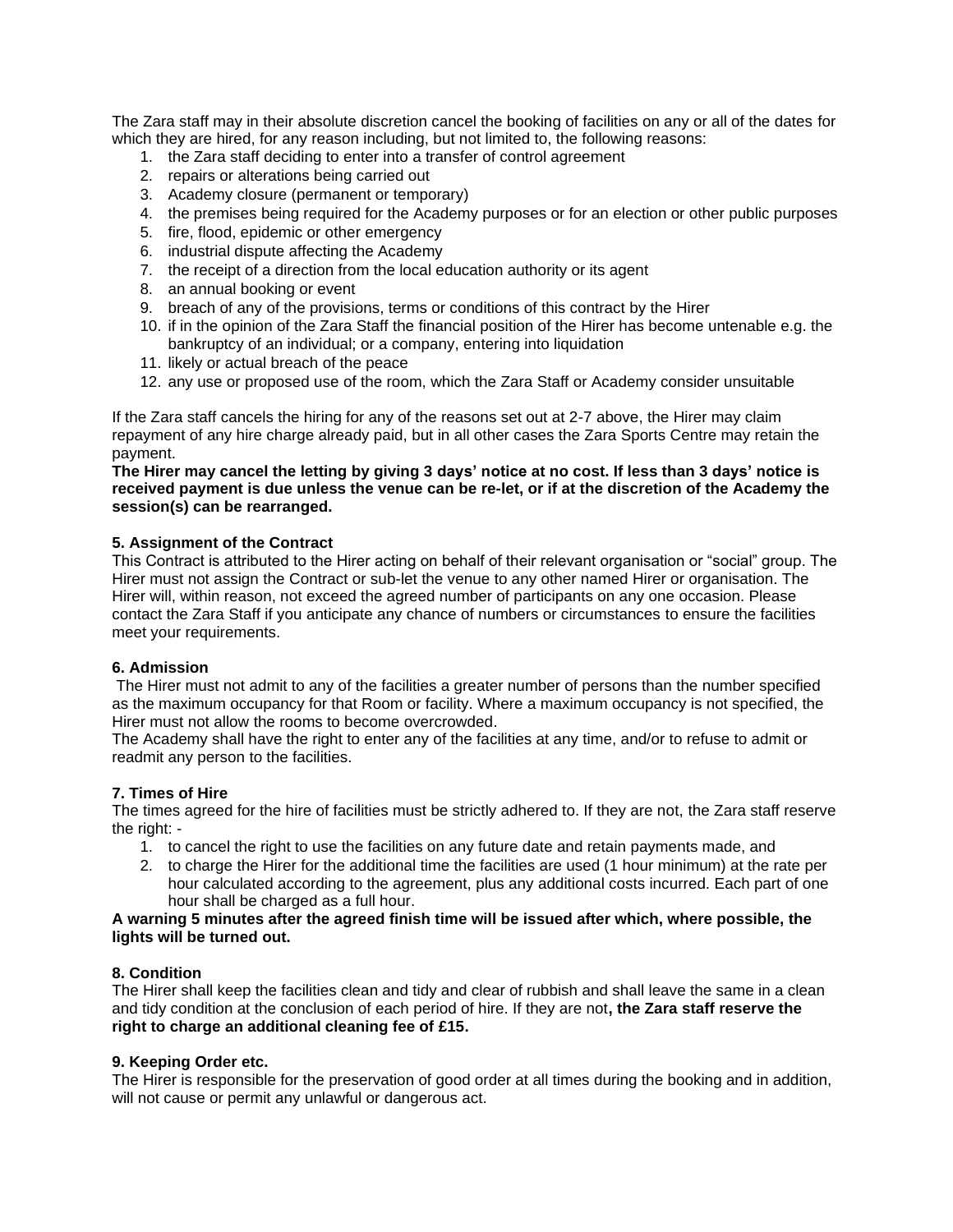The Zara staff may in their absolute discretion cancel the booking of facilities on any or all of the dates for which they are hired, for any reason including, but not limited to, the following reasons:

1. the Zara staff deciding to enter into a transfer of control agreement
2. repairs or alterations being carried out
3. Academy closure (permanent or temporary)
4. the premises being required for the Academy purposes or for an election or other public purposes
5. fire, flood, epidemic or other emergency
6. industrial dispute affecting the Academy
7. the receipt of a direction from the local education authority or its agent
8. an annual booking or event
9. breach of any of the provisions, terms or conditions of this contract by the Hirer
10. if in the opinion of the Zara Staff the financial position of the Hirer has become untenable e.g. the bankruptcy of an individual; or a company, entering into liquidation
11. likely or actual breach of the peace
12. any use or proposed use of the room, which the Zara Staff or Academy consider unsuitable

If the Zara staff cancels the hiring for any of the reasons set out at 2-7 above, the Hirer may claim repayment of any hire charge already paid, but in all other cases the Zara Sports Centre may retain the payment.

**The Hirer may cancel the letting by giving 3 days' notice at no cost. If less than 3 days' notice is received payment is due unless the venue can be re-let, or if at the discretion of the Academy the session(s) can be rearranged.**

**5. Assignment of the Contract**

This Contract is attributed to the Hirer acting on behalf of their relevant organisation or "social" group. The Hirer must not assign the Contract or sub-let the venue to any other named Hirer or organisation. The Hirer will, within reason, not exceed the agreed number of participants on any one occasion. Please contact the Zara Staff if you anticipate any chance of numbers or circumstances to ensure the facilities meet your requirements.

**6. Admission**

The Hirer must not admit to any of the facilities a greater number of persons than the number specified as the maximum occupancy for that Room or facility. Where a maximum occupancy is not specified, the Hirer must not allow the rooms to become overcrowded.

The Academy shall have the right to enter any of the facilities at any time, and/or to refuse to admit or readmit any person to the facilities.

**7. Times of Hire**

The times agreed for the hire of facilities must be strictly adhered to. If they are not, the Zara staff reserve the right: -

1. to cancel the right to use the facilities on any future date and retain payments made, and
2. to charge the Hirer for the additional time the facilities are used (1 hour minimum) at the rate per hour calculated according to the agreement, plus any additional costs incurred. Each part of one hour shall be charged as a full hour.

**A warning 5 minutes after the agreed finish time will be issued after which, where possible, the lights will be turned out.**

**8. Condition**

The Hirer shall keep the facilities clean and tidy and clear of rubbish and shall leave the same in a clean and tidy condition at the conclusion of each period of hire. If they are not**, the Zara staff reserve the right to charge an additional cleaning fee of £15.**

**9. Keeping Order etc.**

The Hirer is responsible for the preservation of good order at all times during the booking and in addition, will not cause or permit any unlawful or dangerous act.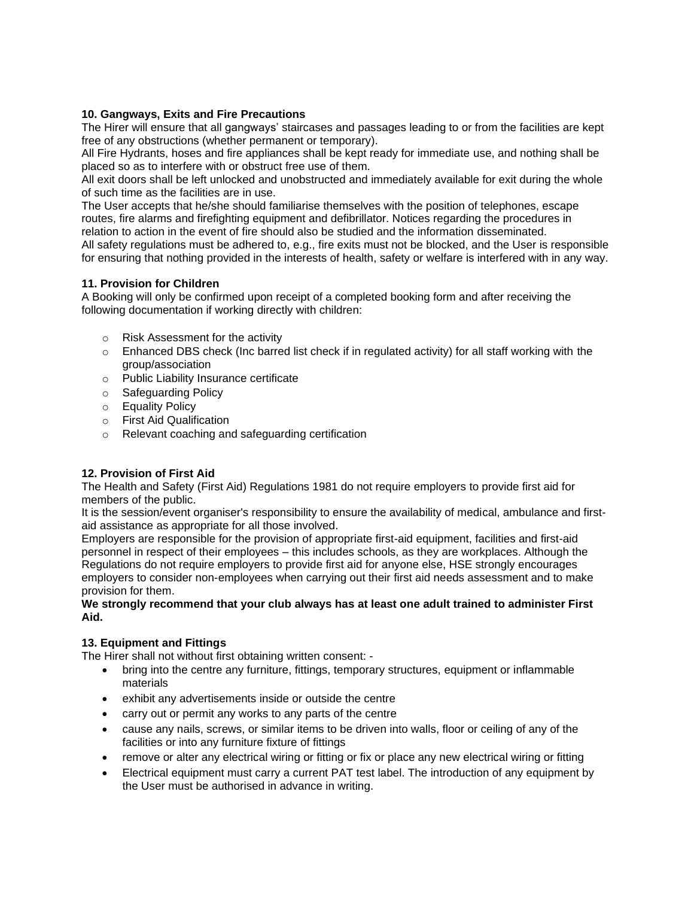### 10. Gangways, Exits and Fire Precautions

The Hirer will ensure that all gangways' staircases and passages leading to or from the facilities are kept free of any obstructions (whether permanent or temporary).

All Fire Hydrants, hoses and fire appliances shall be kept ready for immediate use, and nothing shall be placed so as to interfere with or obstruct free use of them.

All exit doors shall be left unlocked and unobstructed and immediately available for exit during the whole of such time as the facilities are in use.

The User accepts that he/she should familiarise themselves with the position of telephones, escape routes, fire alarms and firefighting equipment and defibrillator. Notices regarding the procedures in relation to action in the event of fire should also be studied and the information disseminated.

All safety regulations must be adhered to, e.g., fire exits must not be blocked, and the User is responsible for ensuring that nothing provided in the interests of health, safety or welfare is interfered with in any way.

### 11. Provision for Children

A Booking will only be confirmed upon receipt of a completed booking form and after receiving the following documentation if working directly with children:

- Risk Assessment for the activity
- Enhanced DBS check (Inc barred list check if in regulated activity) for all staff working with the group/association
- Public Liability Insurance certificate
- Safeguarding Policy
- Equality Policy
- First Aid Qualification
- Relevant coaching and safeguarding certification

### 12. Provision of First Aid

The Health and Safety (First Aid) Regulations 1981 do not require employers to provide first aid for members of the public.

It is the session/event organiser's responsibility to ensure the availability of medical, ambulance and first-aid assistance as appropriate for all those involved.

Employers are responsible for the provision of appropriate first-aid equipment, facilities and first-aid personnel in respect of their employees – this includes schools, as they are workplaces. Although the Regulations do not require employers to provide first aid for anyone else, HSE strongly encourages employers to consider non-employees when carrying out their first aid needs assessment and to make provision for them.

**We strongly recommend that your club always has at least one adult trained to administer First Aid.**

### 13. Equipment and Fittings

The Hirer shall not without first obtaining written consent: -

- bring into the centre any furniture, fittings, temporary structures, equipment or inflammable materials
- exhibit any advertisements inside or outside the centre
- carry out or permit any works to any parts of the centre
- cause any nails, screws, or similar items to be driven into walls, floor or ceiling of any of the facilities or into any furniture fixture of fittings
- remove or alter any electrical wiring or fitting or fix or place any new electrical wiring or fitting
- Electrical equipment must carry a current PAT test label. The introduction of any equipment by the User must be authorised in advance in writing.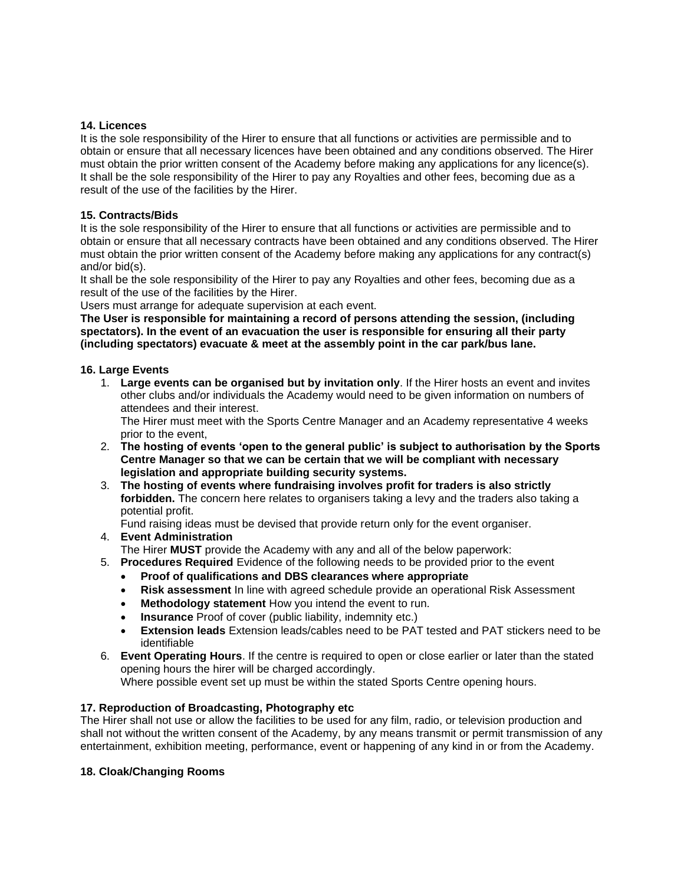**14. Licences**

It is the sole responsibility of the Hirer to ensure that all functions or activities are permissible and to obtain or ensure that all necessary licences have been obtained and any conditions observed. The Hirer must obtain the prior written consent of the Academy before making any applications for any licence(s). It shall be the sole responsibility of the Hirer to pay any Royalties and other fees, becoming due as a result of the use of the facilities by the Hirer.

**15. Contracts/Bids**

It is the sole responsibility of the Hirer to ensure that all functions or activities are permissible and to obtain or ensure that all necessary contracts have been obtained and any conditions observed. The Hirer must obtain the prior written consent of the Academy before making any applications for any contract(s) and/or bid(s).

It shall be the sole responsibility of the Hirer to pay any Royalties and other fees, becoming due as a result of the use of the facilities by the Hirer.

Users must arrange for adequate supervision at each event.

**The User is responsible for maintaining a record of persons attending the session, (including spectators). In the event of an evacuation the user is responsible for ensuring all their party (including spectators) evacuate & meet at the assembly point in the car park/bus lane.**

**16. Large Events**

1. **Large events can be organised but by invitation only**. If the Hirer hosts an event and invites other clubs and/or individuals the Academy would need to be given information on numbers of attendees and their interest.
   The Hirer must meet with the Sports Centre Manager and an Academy representative 4 weeks prior to the event,
2. **The hosting of events 'open to the general public' is subject to authorisation by the Sports Centre Manager so that we can be certain that we will be compliant with necessary legislation and appropriate building security systems.**
3. **The hosting of events where fundraising involves profit for traders is also strictly forbidden.** The concern here relates to organisers taking a levy and the traders also taking a potential profit.
   Fund raising ideas must be devised that provide return only for the event organiser.
4. **Event Administration**
   The Hirer **MUST** provide the Academy with any and all of the below paperwork:
5. **Procedures Required** Evidence of the following needs to be provided prior to the event
   - **Proof of qualifications and DBS clearances where appropriate**
   - **Risk assessment** In line with agreed schedule provide an operational Risk Assessment
   - **Methodology statement** How you intend the event to run.
   - **Insurance** Proof of cover (public liability, indemnity etc.)
   - **Extension leads** Extension leads/cables need to be PAT tested and PAT stickers need to be identifiable
6. **Event Operating Hours**. If the centre is required to open or close earlier or later than the stated opening hours the hirer will be charged accordingly.
   Where possible event set up must be within the stated Sports Centre opening hours.

**17. Reproduction of Broadcasting, Photography etc**

The Hirer shall not use or allow the facilities to be used for any film, radio, or television production and shall not without the written consent of the Academy, by any means transmit or permit transmission of any entertainment, exhibition meeting, performance, event or happening of any kind in or from the Academy.

**18. Cloak/Changing Rooms**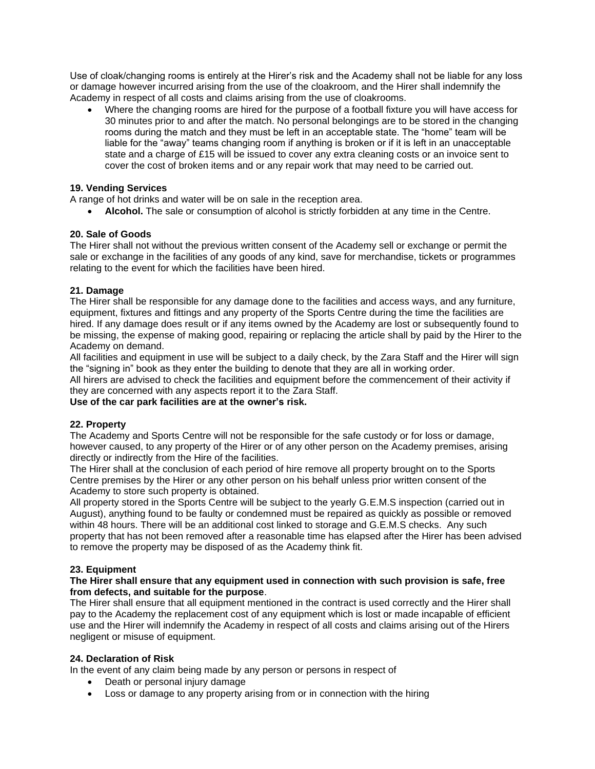Use of cloak/changing rooms is entirely at the Hirer's risk and the Academy shall not be liable for any loss or damage however incurred arising from the use of the cloakroom, and the Hirer shall indemnify the Academy in respect of all costs and claims arising from the use of cloakrooms.

- Where the changing rooms are hired for the purpose of a football fixture you will have access for 30 minutes prior to and after the match. No personal belongings are to be stored in the changing rooms during the match and they must be left in an acceptable state. The "home" team will be liable for the "away" teams changing room if anything is broken or if it is left in an unacceptable state and a charge of £15 will be issued to cover any extra cleaning costs or an invoice sent to cover the cost of broken items and or any repair work that may need to be carried out.

**19. Vending Services**

A range of hot drinks and water will be on sale in the reception area.

- **Alcohol.** The sale or consumption of alcohol is strictly forbidden at any time in the Centre.

**20. Sale of Goods**

The Hirer shall not without the previous written consent of the Academy sell or exchange or permit the sale or exchange in the facilities of any goods of any kind, save for merchandise, tickets or programmes relating to the event for which the facilities have been hired.

**21. Damage**

The Hirer shall be responsible for any damage done to the facilities and access ways, and any furniture, equipment, fixtures and fittings and any property of the Sports Centre during the time the facilities are hired. If any damage does result or if any items owned by the Academy are lost or subsequently found to be missing, the expense of making good, repairing or replacing the article shall by paid by the Hirer to the Academy on demand.

All facilities and equipment in use will be subject to a daily check, by the Zara Staff and the Hirer will sign the "signing in" book as they enter the building to denote that they are all in working order.

All hirers are advised to check the facilities and equipment before the commencement of their activity if they are concerned with any aspects report it to the Zara Staff.

**Use of the car park facilities are at the owner's risk.**

**22. Property**

The Academy and Sports Centre will not be responsible for the safe custody or for loss or damage, however caused, to any property of the Hirer or of any other person on the Academy premises, arising directly or indirectly from the Hire of the facilities.

The Hirer shall at the conclusion of each period of hire remove all property brought on to the Sports Centre premises by the Hirer or any other person on his behalf unless prior written consent of the Academy to store such property is obtained.

All property stored in the Sports Centre will be subject to the yearly G.E.M.S inspection (carried out in August), anything found to be faulty or condemned must be repaired as quickly as possible or removed within 48 hours. There will be an additional cost linked to storage and G.E.M.S checks. Any such property that has not been removed after a reasonable time has elapsed after the Hirer has been advised to remove the property may be disposed of as the Academy think fit.

**23. Equipment**

**The Hirer shall ensure that any equipment used in connection with such provision is safe, free from defects, and suitable for the purpose**.

The Hirer shall ensure that all equipment mentioned in the contract is used correctly and the Hirer shall pay to the Academy the replacement cost of any equipment which is lost or made incapable of efficient use and the Hirer will indemnify the Academy in respect of all costs and claims arising out of the Hirers negligent or misuse of equipment.

**24. Declaration of Risk**

In the event of any claim being made by any person or persons in respect of

- Death or personal injury damage
- Loss or damage to any property arising from or in connection with the hiring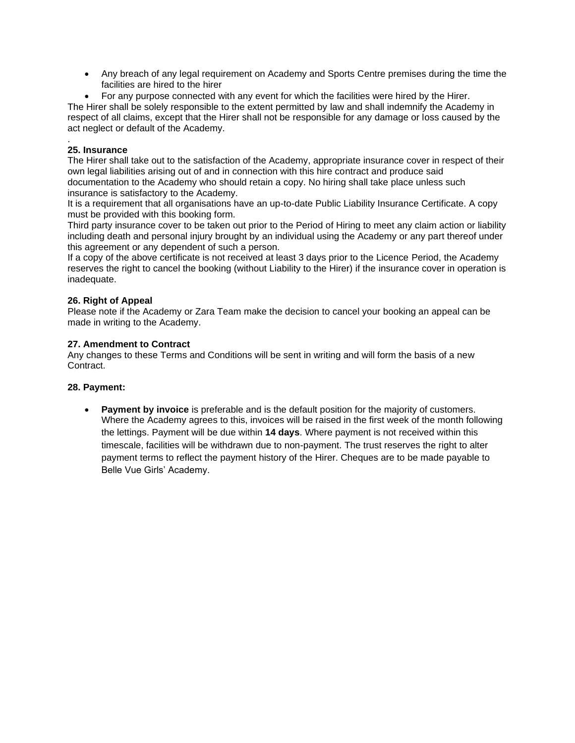- Any breach of any legal requirement on Academy and Sports Centre premises during the time the facilities are hired to the hirer
- For any purpose connected with any event for which the facilities were hired by the Hirer.

The Hirer shall be solely responsible to the extent permitted by law and shall indemnify the Academy in respect of all claims, except that the Hirer shall not be responsible for any damage or loss caused by the act neglect or default of the Academy.

.

**25. Insurance**

The Hirer shall take out to the satisfaction of the Academy, appropriate insurance cover in respect of their own legal liabilities arising out of and in connection with this hire contract and produce said documentation to the Academy who should retain a copy. No hiring shall take place unless such insurance is satisfactory to the Academy.

It is a requirement that all organisations have an up-to-date Public Liability Insurance Certificate. A copy must be provided with this booking form.

Third party insurance cover to be taken out prior to the Period of Hiring to meet any claim action or liability including death and personal injury brought by an individual using the Academy or any part thereof under this agreement or any dependent of such a person.

If a copy of the above certificate is not received at least 3 days prior to the Licence Period, the Academy reserves the right to cancel the booking (without Liability to the Hirer) if the insurance cover in operation is inadequate.

**26. Right of Appeal**

Please note if the Academy or Zara Team make the decision to cancel your booking an appeal can be made in writing to the Academy.

**27. Amendment to Contract**

Any changes to these Terms and Conditions will be sent in writing and will form the basis of a new Contract.

**28. Payment:**

- **Payment by invoice** is preferable and is the default position for the majority of customers. Where the Academy agrees to this, invoices will be raised in the first week of the month following the lettings. Payment will be due within **14 days**. Where payment is not received within this timescale, facilities will be withdrawn due to non-payment. The trust reserves the right to alter payment terms to reflect the payment history of the Hirer. Cheques are to be made payable to Belle Vue Girls' Academy.